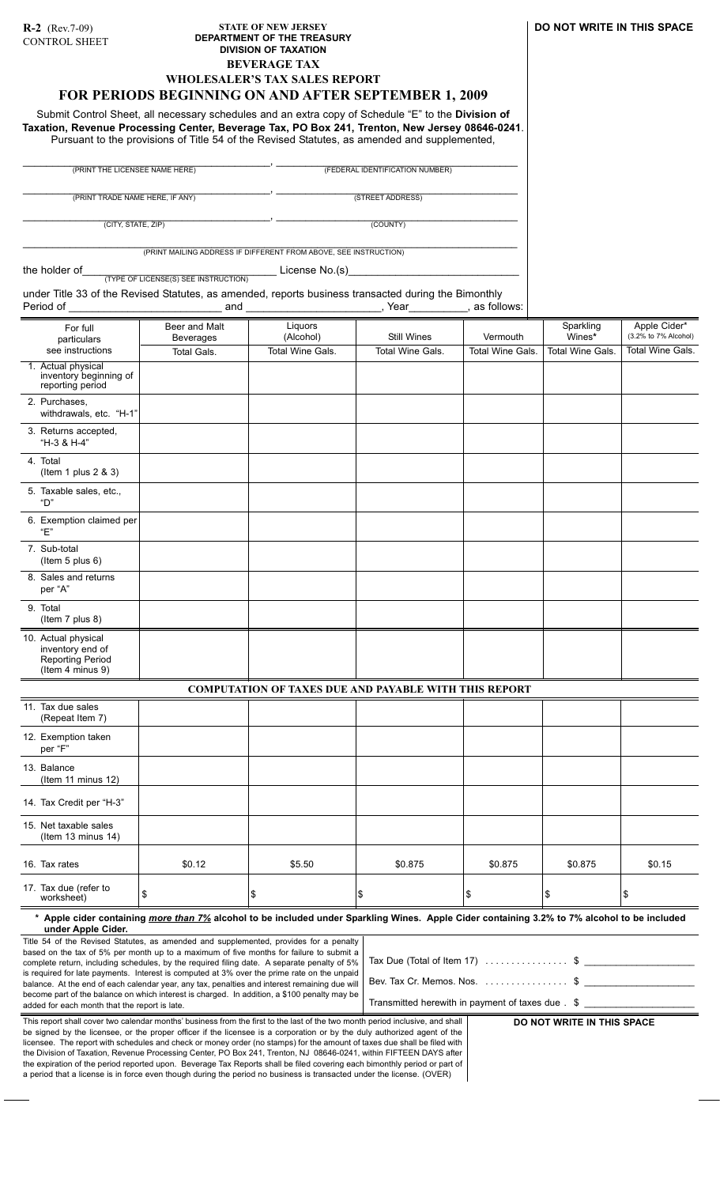**R-2** (Rev.7-09)
CONTROL SHEET

**STATE OF NEW JERSEY**
**DEPARTMENT OF THE TREASURY**
**DIVISION OF TAXATION**

**BEVERAGE TAX**
**WHOLESALER'S TAX SALES REPORT**

**DO NOT WRITE IN THIS SPACE**

# FOR PERIODS BEGINNING ON AND AFTER SEPTEMBER 1, 2009

Submit Control Sheet, all necessary schedules and an extra copy of Schedule "E" to the **Division of Taxation, Revenue Processing Center, Beverage Tax, PO Box 241, Trenton, New Jersey 08646-0241**. Pursuant to the provisions of Title 54 of the Revised Statutes, as amended and supplemented,

\_\_\_\_\_\_\_\_\_\_\_\_\_\_\_\_\_\_\_\_ (PRINT THE LICENSEE NAME HERE), \_\_\_\_\_\_\_\_\_\_\_\_\_\_\_\_\_\_\_\_ (FEDERAL IDENTIFICATION NUMBER)

\_\_\_\_\_\_\_\_\_\_\_\_\_\_\_\_\_\_\_\_ (PRINT TRADE NAME HERE, IF ANY), \_\_\_\_\_\_\_\_\_\_\_\_\_\_\_\_\_\_\_\_ (STREET ADDRESS)

\_\_\_\_\_\_\_\_\_\_\_\_\_\_\_\_\_\_\_\_ (CITY, STATE, ZIP), \_\_\_\_\_\_\_\_\_\_\_\_\_\_\_\_\_\_\_\_ (COUNTY)

\_\_\_\_\_\_\_\_\_\_\_\_\_\_\_\_\_\_\_\_ (PRINT MAILING ADDRESS IF DIFFERENT FROM ABOVE, SEE INSTRUCTION)

the holder of \_\_\_\_\_\_\_\_\_\_\_\_\_\_\_\_\_\_\_\_ (TYPE OF LICENSE(S) SEE INSTRUCTION) License No.(s)\_\_\_\_\_\_\_\_\_\_\_\_\_\_\_\_\_\_\_\_

under Title 33 of the Revised Statutes, as amended, reports business transacted during the Bimonthly Period of \_\_\_\_\_\_\_\_\_\_\_\_\_\_\_\_\_\_\_\_ and \_\_\_\_\_\_\_\_\_\_\_\_\_\_\_\_\_\_\_\_, Year\_\_\_\_\_\_\_\_\_\_, as follows:

| For full particulars see instructions | Beer and Malt Beverages Total Gals. | Liquors (Alcohol) Total Wine Gals. | Still Wines Total Wine Gals. | Vermouth Total Wine Gals. | Sparkling Wines* Total Wine Gals. | Apple Cider* (3.2% to 7% Alcohol) Total Wine Gals. |
|---|---|---|---|---|---|---|
| 1. Actual physical inventory beginning of reporting period | | | | | | |
| 2. Purchases, withdrawals, etc. "H-1" | | | | | | |
| 3. Returns accepted, "H-3 & H-4" | | | | | | |
| 4. Total (Item 1 plus 2 & 3) | | | | | | |
| 5. Taxable sales, etc., "D" | | | | | | |
| 6. Exemption claimed per "E" | | | | | | |
| 7. Sub-total (Item 5 plus 6) | | | | | | |
| 8. Sales and returns per "A" | | | | | | |
| 9. Total (Item 7 plus 8) | | | | | | |
| 10. Actual physical inventory end of Reporting Period (Item 4 minus 9) | | | | | | |
| **COMPUTATION OF TAXES DUE AND PAYABLE WITH THIS REPORT** | | | | | | |
| 11. Tax due sales (Repeat Item 7) | | | | | | |
| 12. Exemption taken per "F" | | | | | | |
| 13. Balance (Item 11 minus 12) | | | | | | |
| 14. Tax Credit per "H-3" | | | | | | |
| 15. Net taxable sales (Item 13 minus 14) | | | | | | |
| 16. Tax rates | $0.12 | $5.50 | $0.875 | $0.875 | $0.875 | $0.15 |
| 17. Tax due (refer to worksheet) | $ | $ | $ | $ | $ | $ |

**\* Apple cider containing *more than 7%* alcohol to be included under Sparkling Wines. Apple Cider containing 3.2% to 7% alcohol to be included under Apple Cider.**

Title 54 of the Revised Statutes, as amended and supplemented, provides for a penalty based on the tax of 5% per month up to a maximum of five months for failure to submit a complete return, including schedules, by the required filing date. A separate penalty of 5% is required for late payments. Interest is computed at 3% over the prime rate on the unpaid balance. At the end of each calendar year, any tax, penalties and interest remaining due will become part of the balance on which interest is charged. In addition, a $100 penalty may be added for each month that the report is late.

Tax Due (Total of Item 17) ................ $ \_\_\_\_\_\_\_\_\_\_\_\_\_\_\_\_\_\_\_\_

Bev. Tax Cr. Memos. Nos. ................ $ \_\_\_\_\_\_\_\_\_\_\_\_\_\_\_\_\_\_\_\_

Transmitted herewith in payment of taxes due . $ \_\_\_\_\_\_\_\_\_\_\_\_\_\_\_\_\_\_\_\_

This report shall cover two calendar months' business from the first to the last of the two month period inclusive, and shall be signed by the licensee, or the proper officer if the licensee is a corporation or by the duly authorized agent of the licensee. The report with schedules and check or money order (no stamps) for the amount of taxes due shall be filed with the Division of Taxation, Revenue Processing Center, PO Box 241, Trenton, NJ 08646-0241, within FIFTEEN DAYS after the expiration of the period reported upon. Beverage Tax Reports shall be filed covering each bimonthly period or part of a period that a license is in force even though during the period no business is transacted under the license. (OVER)

**DO NOT WRITE IN THIS SPACE**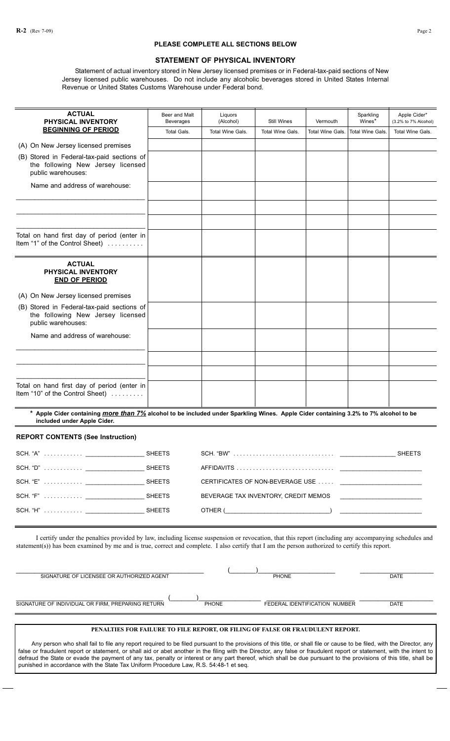**R-2** (Rev 7-09)

## PLEASE COMPLETE ALL SECTIONS BELOW

## STATEMENT OF PHYSICAL INVENTORY

Statement of actual inventory stored in New Jersey licensed premises or in Federal-tax-paid sections of New Jersey licensed public warehouses. Do not include any alcoholic beverages stored in United States Internal Revenue or United States Customs Warehouse under Federal bond.

| **ACTUAL PHYSICAL INVENTORY BEGINNING OF PERIOD** | Beer and Malt Beverages | Liquors (Alcohol) | Still Wines | Vermouth | Sparkling Wines* | Apple Cider* (3.2% to 7% Alcohol) |
|---|---|---|---|---|---|---|
| | Total Gals. | Total Wine Gals. | Total Wine Gals. | Total Wine Gals. | Total Wine Gals. | Total Wine Gals. |
| (A) On New Jersey licensed premises | | | | | | |
| (B) Stored in Federal-tax-paid sections of the following New Jersey licensed public warehouses: | | | | | | |
| Name and address of warehouse: | | | | | | |
| ______________________________ | | | | | | |
| ______________________________ | | | | | | |
| ______________________________ | | | | | | |
| Total on hand first day of period (enter in Item "1" of the Control Sheet) .......... | | | | | | |
| **ACTUAL PHYSICAL INVENTORY END OF PERIOD** | | | | | | |
| (A) On New Jersey licensed premises | | | | | | |
| (B) Stored in Federal-tax-paid sections of the following New Jersey licensed public warehouses: | | | | | | |
| Name and address of warehouse: | | | | | | |
| ______________________________ | | | | | | |
| ______________________________ | | | | | | |
| ______________________________ | | | | | | |
| Total on hand first day of period (enter in Item "10" of the Control Sheet) ......... | | | | | | |

**\* Apple Cider containing *more than 7%* alcohol to be included under Sparkling Wines. Apple Cider containing 3.2% to 7% alcohol to be included under Apple Cider.**

### REPORT CONTENTS (See Instruction)

| | | | |
|---|---|---|---|
| SCH. "A" ............ ________________ SHEETS | | SCH. "BW" .............................. ________________ SHEETS | |
| SCH. "D" ............ ________________ SHEETS | | AFFIDAVITS ............................. ________________ | |
| SCH. "E" ............ ________________ SHEETS | | CERTIFICATES OF NON-BEVERAGE USE ..... ________________ | |
| SCH. "F" ............ ________________ SHEETS | | BEVERAGE TAX INVENTORY, CREDIT MEMOS ________________ | |
| SCH. "H" ............ ________________ SHEETS | | OTHER (______________________________) ________________ | |

I certify under the penalties provided by law, including license suspension or revocation, that this report (including any accompanying schedules and statement(s)) has been examined by me and is true, correct and complete. I also certify that I am the person authorized to certify this report.

______________________________ (______)______________________ ________________
SIGNATURE OF LICENSEE OR AUTHORIZED AGENT PHONE DATE

______________________________ (______)______________ ______________________ ________________
SIGNATURE OF INDIVIDUAL OR FIRM, PREPARING RETURN PHONE FEDERAL IDENTIFICATION NUMBER DATE

**PENALTIES FOR FAILURE TO FILE REPORT, OR FILING OF FALSE OR FRAUDULENT REPORT.**

Any person who shall fail to file any report required to be filed pursuant to the provisions of this title, or shall file or cause to be filed, with the Director, any false or fraudulent report or statement, or shall aid or abet another in the filing with the Director, any false or fraudulent report or statement, with the intent to defraud the State or evade the payment of any tax, penalty or interest or any part thereof, which shall be due pursuant to the provisions of this title, shall be punished in accordance with the State Tax Uniform Procedure Law, R.S. 54:48-1 et seq.